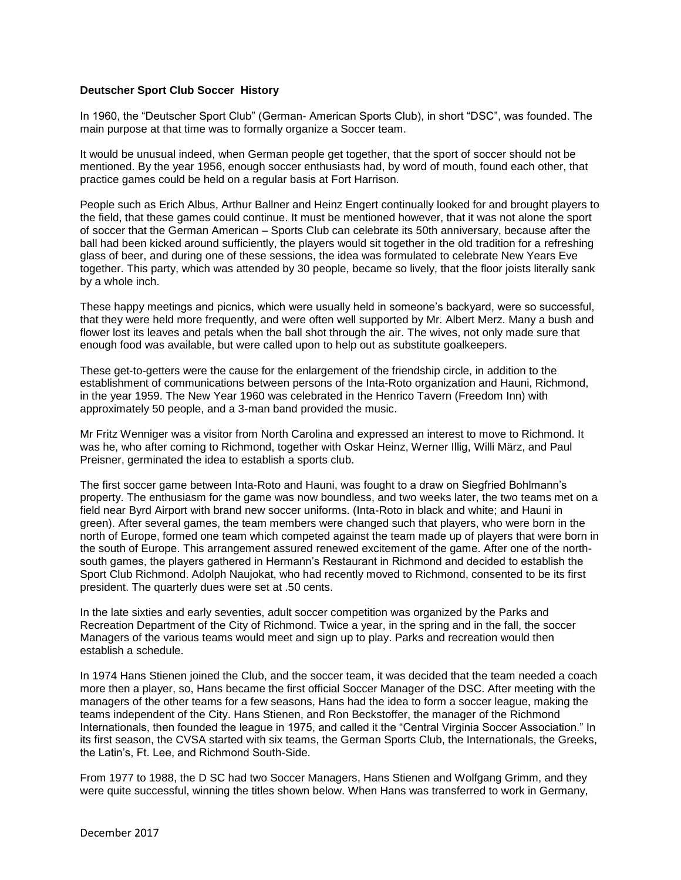**Deutscher Sport Club Soccer History**

In 1960, the "Deutscher Sport Club" (German- American Sports Club), in short "DSC", was founded. The main purpose at that time was to formally organize a Soccer team.

It would be unusual indeed, when German people get together, that the sport of soccer should not be mentioned. By the year 1956, enough soccer enthusiasts had, by word of mouth, found each other, that practice games could be held on a regular basis at Fort Harrison.

People such as Erich Albus, Arthur Ballner and Heinz Engert continually looked for and brought players to the field, that these games could continue. It must be mentioned however, that it was not alone the sport of soccer that the German American – Sports Club can celebrate its 50th anniversary, because after the ball had been kicked around sufficiently, the players would sit together in the old tradition for a refreshing glass of beer, and during one of these sessions, the idea was formulated to celebrate New Years Eve together. This party, which was attended by 30 people, became so lively, that the floor joists literally sank by a whole inch.

These happy meetings and picnics, which were usually held in someone's backyard, were so successful, that they were held more frequently, and were often well supported by Mr. Albert Merz. Many a bush and flower lost its leaves and petals when the ball shot through the air. The wives, not only made sure that enough food was available, but were called upon to help out as substitute goalkeepers.

These get-to-getters were the cause for the enlargement of the friendship circle, in addition to the establishment of communications between persons of the Inta-Roto organization and Hauni, Richmond, in the year 1959. The New Year 1960 was celebrated in the Henrico Tavern (Freedom Inn) with approximately 50 people, and a 3-man band provided the music.

Mr Fritz Wenniger was a visitor from North Carolina and expressed an interest to move to Richmond. It was he, who after coming to Richmond, together with Oskar Heinz, Werner Illig, Willi März, and Paul Preisner, germinated the idea to establish a sports club.

The first soccer game between Inta-Roto and Hauni, was fought to a draw on Siegfried Bohlmann's property. The enthusiasm for the game was now boundless, and two weeks later, the two teams met on a field near Byrd Airport with brand new soccer uniforms. (Inta-Roto in black and white; and Hauni in green). After several games, the team members were changed such that players, who were born in the north of Europe, formed one team which competed against the team made up of players that were born in the south of Europe. This arrangement assured renewed excitement of the game. After one of the north-south games, the players gathered in Hermann's Restaurant in Richmond and decided to establish the Sport Club Richmond. Adolph Naujokat, who had recently moved to Richmond, consented to be its first president. The quarterly dues were set at .50 cents.

In the late sixties and early seventies, adult soccer competition was organized by the Parks and Recreation Department of the City of Richmond. Twice a year, in the spring and in the fall, the soccer Managers of the various teams would meet and sign up to play. Parks and recreation would then establish a schedule.

In 1974 Hans Stienen joined the Club, and the soccer team, it was decided that the team needed a coach more then a player, so, Hans became the first official Soccer Manager of the DSC. After meeting with the managers of the other teams for a few seasons, Hans had the idea to form a soccer league, making the teams independent of the City. Hans Stienen, and Ron Beckstoffer, the manager of the Richmond Internationals, then founded the league in 1975, and called it the "Central Virginia Soccer Association." In its first season, the CVSA started with six teams, the German Sports Club, the Internationals, the Greeks, the Latin's, Ft. Lee, and Richmond South-Side.

From 1977 to 1988, the D SC had two Soccer Managers, Hans Stienen and Wolfgang Grimm, and they were quite successful, winning the titles shown below. When Hans was transferred to work in Germany,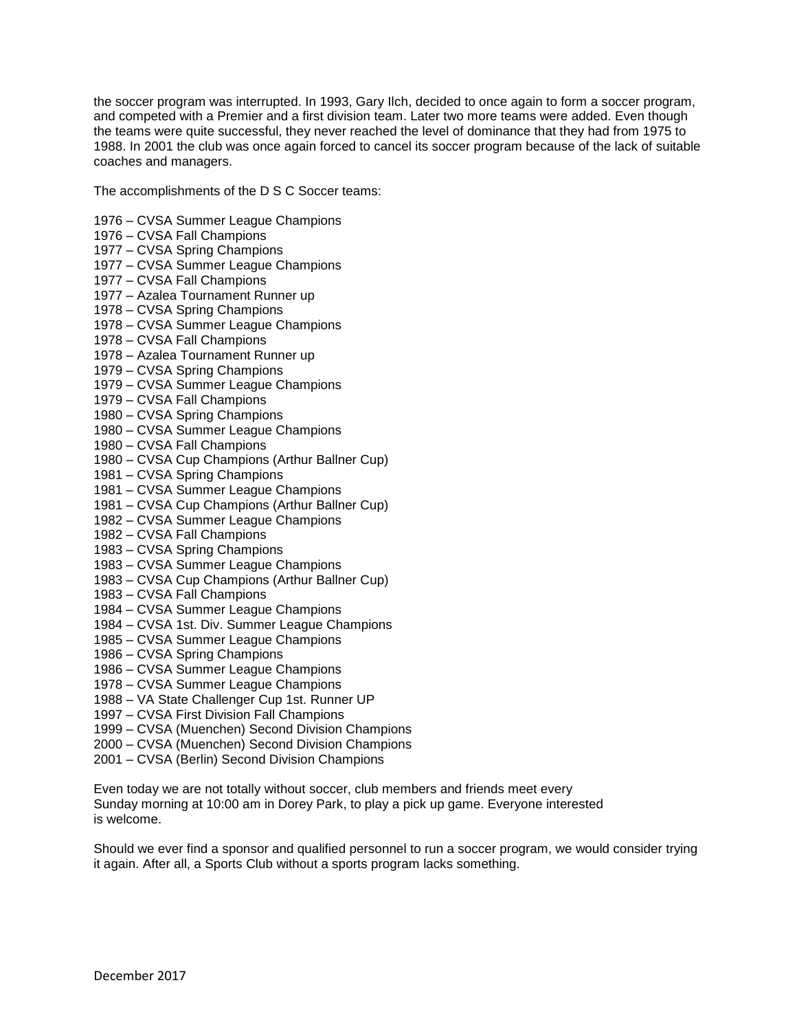the soccer program was interrupted. In 1993, Gary Ilch, decided to once again to form a soccer program, and competed with a Premier and a first division team. Later two more teams were added. Even though the teams were quite successful, they never reached the level of dominance that they had from 1975 to 1988. In 2001 the club was once again forced to cancel its soccer program because of the lack of suitable coaches and managers.

The accomplishments of the D S C Soccer teams:

1976 – CVSA Summer League Champions
1976 – CVSA Fall Champions
1977 – CVSA Spring Champions
1977 – CVSA Summer League Champions
1977 – CVSA Fall Champions
1977 – Azalea Tournament Runner up
1978 – CVSA Spring Champions
1978 – CVSA Summer League Champions
1978 – CVSA Fall Champions
1978 – Azalea Tournament Runner up
1979 – CVSA Spring Champions
1979 – CVSA Summer League Champions
1979 – CVSA Fall Champions
1980 – CVSA Spring Champions
1980 – CVSA Summer League Champions
1980 – CVSA Fall Champions
1980 – CVSA Cup Champions (Arthur Ballner Cup)
1981 – CVSA Spring Champions
1981 – CVSA Summer League Champions
1981 – CVSA Cup Champions (Arthur Ballner Cup)
1982 – CVSA Summer League Champions
1982 – CVSA Fall Champions
1983 – CVSA Spring Champions
1983 – CVSA Summer League Champions
1983 – CVSA Cup Champions (Arthur Ballner Cup)
1983 – CVSA Fall Champions
1984 – CVSA Summer League Champions
1984 – CVSA 1st. Div. Summer League Champions
1985 – CVSA Summer League Champions
1986 – CVSA Spring Champions
1986 – CVSA Summer League Champions
1978 – CVSA Summer League Champions
1988 – VA State Challenger Cup 1st. Runner UP
1997 – CVSA First Division Fall Champions
1999 – CVSA (Muenchen) Second Division Champions
2000 – CVSA (Muenchen) Second Division Champions
2001 – CVSA (Berlin) Second Division Champions

Even today we are not totally without soccer, club members and friends meet every Sunday morning at 10:00 am in Dorey Park, to play a pick up game. Everyone interested is welcome.

Should we ever find a sponsor and qualified personnel to run a soccer program, we would consider trying it again. After all, a Sports Club without a sports program lacks something.

December 2017